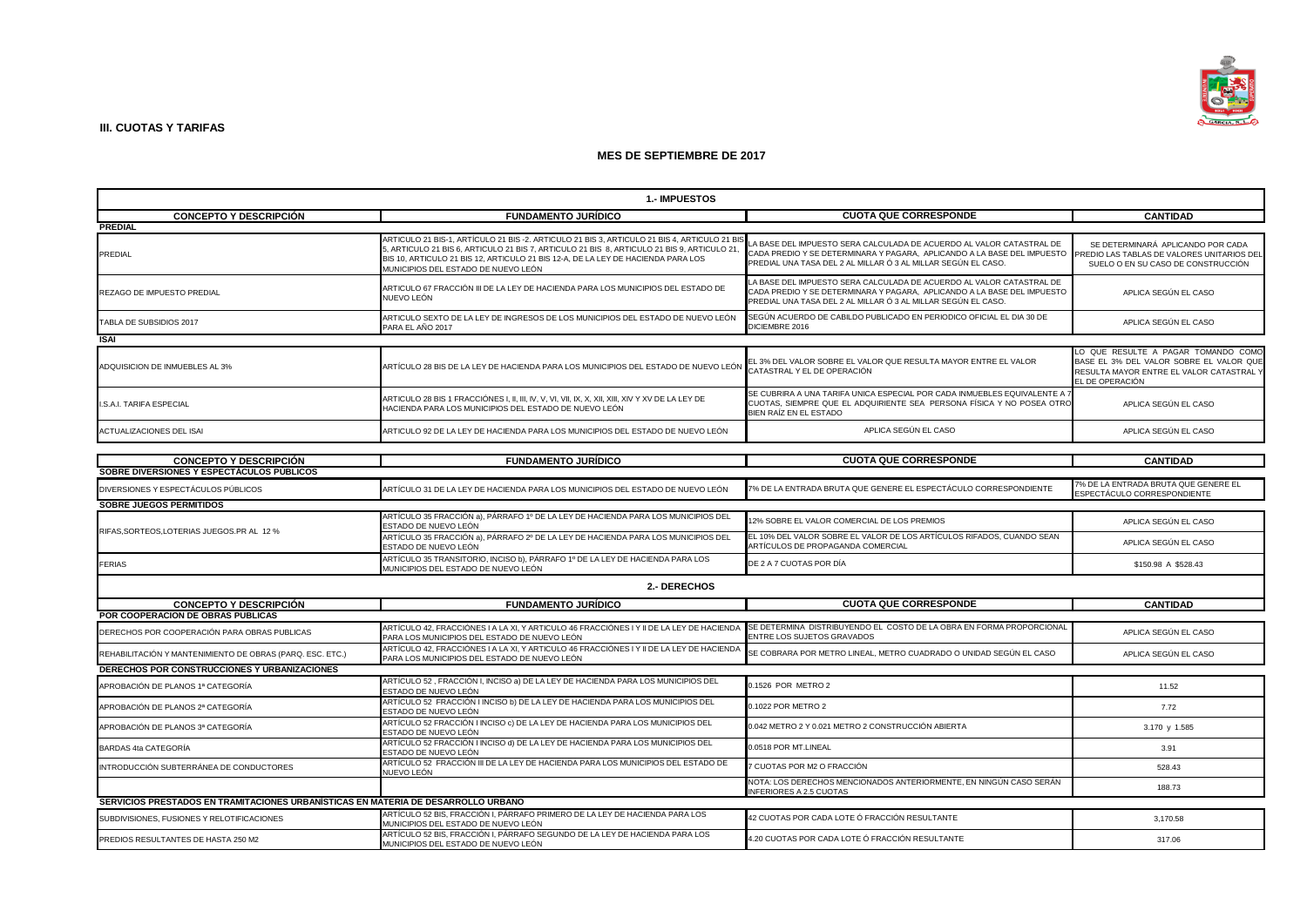**III. CUOTAS Y TARIFAS**

**MES DE SEPTIEMBRE DE 2017**

| 1.- IMPUESTOS | | | |
|---|---|---|---|
| **CONCEPTO Y DESCRIPCIÓN** | **FUNDAMENTO JURÍDICO** | **CUOTA QUE CORRESPONDE** | **CANTIDAD** |
| **PREDIAL** | | | |
| PREDIAL | ARTICULO 21 BIS-1, ARTÍCULO 21 BIS -2. ARTICULO 21 BIS 3, ARTICULO 21 BIS 4, ARTICULO 21 BIS 5, ARTICULO 21 BIS 6, ARTICULO 21 BIS 7, ARTICULO 21 BIS 8, ARTICULO 21 BIS 9, ARTICULO 21, BIS 10, ARTICULO 21 BIS 12, ARTICULO 21 BIS 12-A, DE LA LEY DE HACIENDA PARA LOS MUNICIPIOS DEL ESTADO DE NUEVO LEÓN | LA BASE DEL IMPUESTO SERA CALCULADA DE ACUERDO AL VALOR CATASTRAL DE CADA PREDIO Y SE DETERMINARA Y PAGARA, APLICANDO A LA BASE DEL IMPUESTO PREDIAL UNA TASA DEL 2 AL MILLAR Ó 3 AL MILLAR SEGÚN EL CASO. | SE DETERMINARÁ APLICANDO POR CADA PREDIO LAS TABLAS DE VALORES UNITARIOS DEL SUELO O EN SU CASO DE CONSTRUCCIÓN |
| REZAGO DE IMPUESTO PREDIAL | ARTICULO 67 FRACCIÓN III DE LA LEY DE HACIENDA PARA LOS MUNICIPIOS DEL ESTADO DE NUEVO LEÓN | LA BASE DEL IMPUESTO SERA CALCULADA DE ACUERDO AL VALOR CATASTRAL DE CADA PREDIO Y SE DETERMINARA Y PAGARA, APLICANDO A LA BASE DEL IMPUESTO PREDIAL UNA TASA DEL 2 AL MILLAR Ó 3 AL MILLAR SEGÚN EL CASO. | APLICA SEGÚN EL CASO |
| TABLA DE SUBSIDIOS 2017 | ARTICULO SEXTO DE LA LEY DE INGRESOS DE LOS MUNICIPIOS DEL ESTADO DE NUEVO LEÓN PARA EL AÑO 2017 | SEGÚN ACUERDO DE CABILDO PUBLICADO EN PERIODICO OFICIAL EL DIA 30 DE DICIEMBRE 2016 | APLICA SEGÚN EL CASO |
| **ISAI** | | | |
| ADQUISICION DE INMUEBLES AL 3% | ARTÍCULO 28 BIS DE LA LEY DE HACIENDA PARA LOS MUNICIPIOS DEL ESTADO DE NUEVO LEÓN | EL 3% DEL VALOR SOBRE EL VALOR QUE RESULTA MAYOR ENTRE EL VALOR CATASTRAL Y EL DE OPERACIÓN | LO QUE RESULTE A PAGAR TOMANDO COMO BASE EL 3% DEL VALOR SOBRE EL VALOR QUE RESULTA MAYOR ENTRE EL VALOR CATASTRAL Y EL DE OPERACIÓN |
| I.S.A.I. TARIFA ESPECIAL | ARTICULO 28 BIS 1 FRACCIÓNES I, II, III, IV, V, VI, VII, IX, X, XII, XIII, XIV Y XV DE LA LEY DE HACIENDA PARA LOS MUNICIPIOS DEL ESTADO DE NUEVO LEÓN | SE CUBRIRA A UNA TARIFA UNICA ESPECIAL POR CADA INMUEBLES EQUIVALENTE A 7 CUOTAS, SIEMPRE QUE EL ADQUIRIENTE SEA PERSONA FÍSICA Y NO POSEA OTRO BIEN RAÍZ EN EL ESTADO | APLICA SEGÚN EL CASO |
| ACTUALIZACIONES DEL ISAI | ARTICULO 92 DE LA LEY DE HACIENDA PARA LOS MUNICIPIOS DEL ESTADO DE NUEVO LEÓN | APLICA SEGÚN EL CASO | APLICA SEGÚN EL CASO |

| **CONCEPTO Y DESCRIPCIÓN** | **FUNDAMENTO JURÍDICO** | **CUOTA QUE CORRESPONDE** | **CANTIDAD** |
|---|---|---|---|
| **SOBRE DIVERSIONES Y ESPECTÁCULOS PÚBLICOS** | | | |
| DIVERSIONES Y ESPECTÁCULOS PÚBLICOS | ARTÍCULO 31 DE LA LEY DE HACIENDA PARA LOS MUNICIPIOS DEL ESTADO DE NUEVO LEÓN | 7% DE LA ENTRADA BRUTA QUE GENERE EL ESPECTÁCULO CORRESPONDIENTE | 7% DE LA ENTRADA BRUTA QUE GENERE EL ESPECTÁCULO CORRESPONDIENTE |
| **SOBRE JUEGOS PERMITIDOS** | | | |
| RIFAS,SORTEOS,LOTERIAS JUEGOS.PR AL 12 % | ARTÍCULO 35 FRACCIÓN a), PÁRRAFO 1º DE LA LEY DE HACIENDA PARA LOS MUNICIPIOS DEL ESTADO DE NUEVO LEÓN | 12% SOBRE EL VALOR COMERCIAL DE LOS PREMIOS | APLICA SEGÚN EL CASO |
| | ARTÍCULO 35 FRACCIÓN a), PÁRRAFO 2º DE LA LEY DE HACIENDA PARA LOS MUNICIPIOS DEL ESTADO DE NUEVO LEÓN | EL 10% DEL VALOR SOBRE EL VALOR DE LOS ARTÍCULOS RIFADOS, CUANDO SEAN ARTÍCULOS DE PROPAGANDA COMERCIAL | APLICA SEGÚN EL CASO |
| FERIAS | ARTÍCULO 35 TRANSITORIO, INCISO b), PÁRRAFO 1º DE LA LEY DE HACIENDA PARA LOS MUNICIPIOS DEL ESTADO DE NUEVO LEÓN | DE 2 A 7 CUOTAS POR DÍA | $150.98 A $528.43 |

| 2.- DERECHOS | | | |
|---|---|---|---|
| **CONCEPTO Y DESCRIPCIÓN** | **FUNDAMENTO JURÍDICO** | **CUOTA QUE CORRESPONDE** | **CANTIDAD** |
| **POR COOPERACIÓN DE OBRAS PÚBLICAS** | | | |
| DERECHOS POR COOPERACIÓN PARA OBRAS PUBLICAS | ARTÍCULO 42, FRACCIÓNES I A LA XI, Y ARTICULO 46 FRACCIÓNES I Y II DE LA LEY DE HACIENDA PARA LOS MUNICIPIOS DEL ESTADO DE NUEVO LEÓN | SE DETERMINA DISTRIBUYENDO EL COSTO DE LA OBRA EN FORMA PROPORCIONAL ENTRE LOS SUJETOS GRAVADOS | APLICA SEGÚN EL CASO |
| REHABILITACIÓN Y MANTENIMIENTO DE OBRAS (PARQ. ESC. ETC.) | ARTÍCULO 42, FRACCIÓNES I A LA XI, Y ARTICULO 46 FRACCIÓNES I Y II DE LA LEY DE HACIENDA PARA LOS MUNICIPIOS DEL ESTADO DE NUEVO LEÓN | SE COBRARA POR METRO LINEAL, METRO CUADRADO O UNIDAD SEGÚN EL CASO | APLICA SEGÚN EL CASO |
| **DERECHOS POR CONSTRUCCIONES Y URBANIZACIONES** | | | |
| APROBACIÓN DE PLANOS 1ª CATEGORÍA | ARTÍCULO 52 , FRACCIÓN I, INCISO a) DE LA LEY DE HACIENDA PARA LOS MUNICIPIOS DEL ESTADO DE NUEVO LEÓN | 0.1526 POR METRO 2 | 11.52 |
| APROBACIÓN DE PLANOS 2ª CATEGORÍA | ARTÍCULO 52 FRACCIÓN I INCISO b) DE LA LEY DE HACIENDA PARA LOS MUNICIPIOS DEL ESTADO DE NUEVO LEÓN | 0.1022 POR METRO 2 | 7.72 |
| APROBACIÓN DE PLANOS 3ª CATEGORÍA | ARTÍCULO 52 FRACCIÓN I INCISO c) DE LA LEY DE HACIENDA PARA LOS MUNICIPIOS DEL ESTADO DE NUEVO LEÓN | 0.042 METRO 2 Y 0.021 METRO 2 CONSTRUCCIÓN ABIERTA | 3.170 y 1.585 |
| BARDAS 4ta CATEGORÍA | ARTÍCULO 52 FRACCIÓN I INCISO d) DE LA LEY DE HACIENDA PARA LOS MUNICIPIOS DEL ESTADO DE NUEVO LEÓN | 0.0518 POR MT.LINEAL | 3.91 |
| INTRODUCCIÓN SUBTERRÁNEA DE CONDUCTORES | ARTÍCULO 52 FRACCIÓN III DE LA LEY DE HACIENDA PARA LOS MUNICIPIOS DEL ESTADO DE NUEVO LEÓN | 7 CUOTAS POR M2 O FRACCIÓN | 528.43 |
| | | NOTA: LOS DERECHOS MENCIONADOS ANTERIORMENTE, EN NINGÚN CASO SERÁN INFERIORES A 2.5 CUOTAS | 188.73 |
| **SERVICIOS PRESTADOS EN TRAMITACIONES URBANÍSTICAS EN MATERIA DE DESARROLLO URBANO** | | | |
| SUBDIVISIONES, FUSIONES Y RELOTIFICACIONES | ARTÍCULO 52 BIS, FRACCIÓN I, PÁRRAFO PRIMERO DE LA LEY DE HACIENDA PARA LOS MUNICIPIOS DEL ESTADO DE NUEVO LEÓN | 42 CUOTAS POR CADA LOTE Ó FRACCIÓN RESULTANTE | 3,170.58 |
| PREDIOS RESULTANTES DE HASTA 250 M2 | ARTÍCULO 52 BIS, FRACCIÓN I, PÁRRAFO SEGUNDO DE LA LEY DE HACIENDA PARA LOS MUNICIPIOS DEL ESTADO DE NUEVO LEÓN | 4.20 CUOTAS POR CADA LOTE Ó FRACCIÓN RESULTANTE | 317.06 |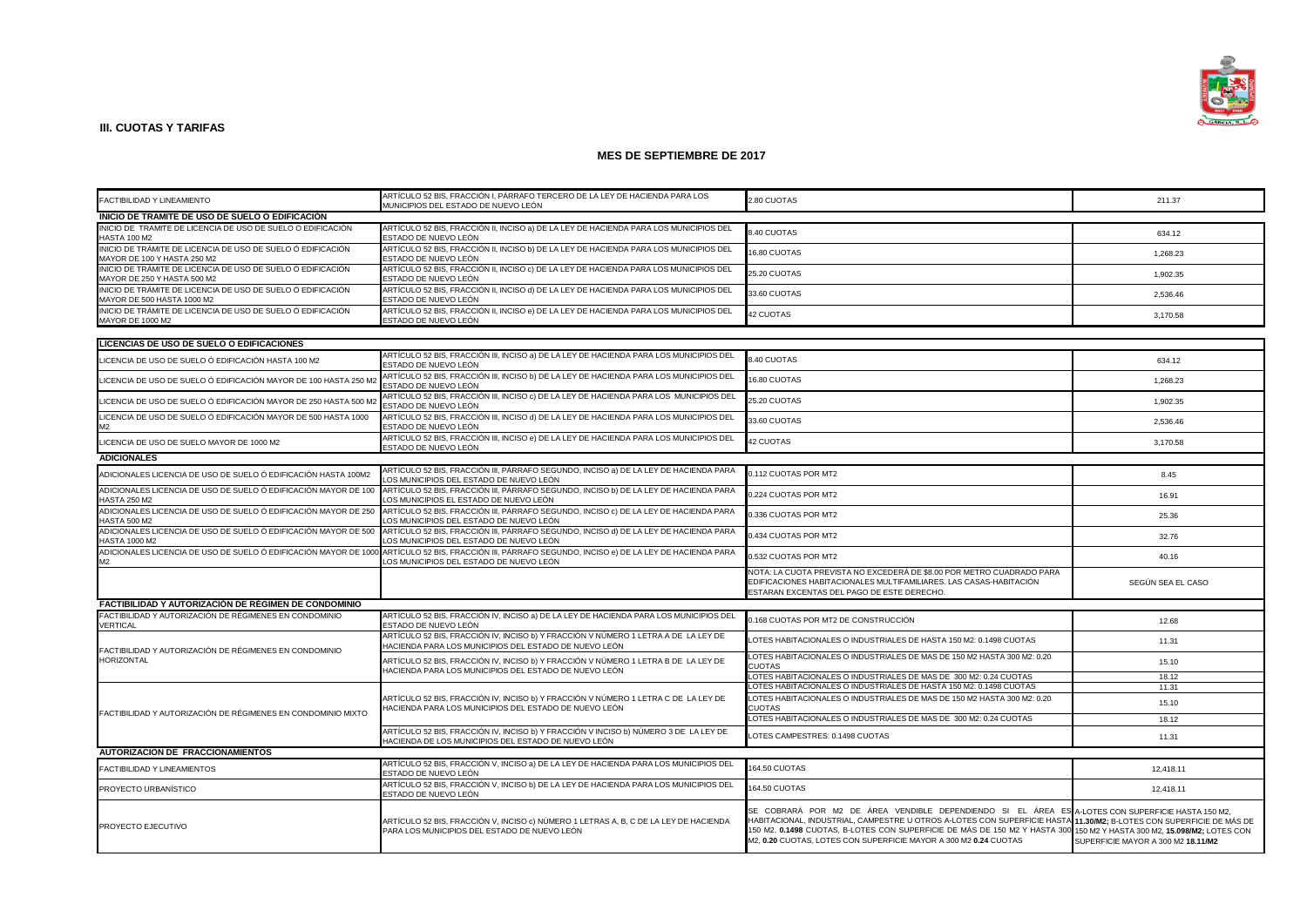## III. CUOTAS Y TARIFAS

### MES DE SEPTIEMBRE DE 2017

| | | | |
|---|---|---|---|
| FACTIBILIDAD Y LINEAMIENTO | ARTÍCULO 52 BIS, FRACCIÓN I, PÁRRAFO TERCERO DE LA LEY DE HACIENDA PARA LOS MUNICIPIOS DEL ESTADO DE NUEVO LEÓN | 2.80 CUOTAS | 211.37 |
| **INICIO DE TRAMITE DE USO DE SUELO O EDIFICACIÓN** | | | |
| INICIO DE TRAMITE DE LICENCIA DE USO DE SUELO O EDIFICACIÓN HASTA 100 M2 | ARTÍCULO 52 BIS, FRACCIÓN II, INCISO a) DE LA LEY DE HACIENDA PARA LOS MUNICIPIOS DEL ESTADO DE NUEVO LEÓN | 8.40 CUOTAS | 634.12 |
| INICIO DE TRÁMITE DE LICENCIA DE USO DE SUELO Ó EDIFICACIÓN MAYOR DE 100 Y HASTA 250 M2 | ARTÍCULO 52 BIS, FRACCIÓN II, INCISO b) DE LA LEY DE HACIENDA PARA LOS MUNICIPIOS DEL ESTADO DE NUEVO LEÓN | 16.80 CUOTAS | 1,268.23 |
| INICIO DE TRÁMITE DE LICENCIA DE USO DE SUELO Ó EDIFICACIÓN MAYOR DE 250 Y HASTA 500 M2 | ARTÍCULO 52 BIS, FRACCIÓN II, INCISO c) DE LA LEY DE HACIENDA PARA LOS MUNICIPIOS DEL ESTADO DE NUEVO LEÓN | 25.20 CUOTAS | 1,902.35 |
| INICIO DE TRÁMITE DE LICENCIA DE USO DE SUELO Ó EDIFICACIÓN MAYOR DE 500 HASTA 1000 M2 | ARTÍCULO 52 BIS, FRACCIÓN II, INCISO d) DE LA LEY DE HACIENDA PARA LOS MUNICIPIOS DEL ESTADO DE NUEVO LEÓN | 33.60 CUOTAS | 2,536.46 |
| INICIO DE TRÁMITE DE LICENCIA DE USO DE SUELO Ó EDIFICACIÓN MAYOR DE 1000 M2 | ARTÍCULO 52 BIS, FRACCIÓN II, INCISO e) DE LA LEY DE HACIENDA PARA LOS MUNICIPIOS DEL ESTADO DE NUEVO LEÓN | 42 CUOTAS | 3,170.58 |

| | | | |
|---|---|---|---|
| **LICENCIAS DE USO DE SUELO O EDIFICACIONES** | | | |
| LICENCIA DE USO DE SUELO Ó EDIFICACIÓN HASTA 100 M2 | ARTÍCULO 52 BIS, FRACCIÓN III, INCISO a) DE LA LEY DE HACIENDA PARA LOS MUNICIPIOS DEL ESTADO DE NUEVO LEÓN | 8.40 CUOTAS | 634.12 |
| LICENCIA DE USO DE SUELO Ó EDIFICACIÓN MAYOR DE 100 HASTA 250 M2 | ARTÍCULO 52 BIS, FRACCIÓN III, INCISO b) DE LA LEY DE HACIENDA PARA LOS MUNICIPIOS DEL ESTADO DE NUEVO LEÓN | 16.80 CUOTAS | 1,268.23 |
| LICENCIA DE USO DE SUELO Ó EDIFICACIÓN MAYOR DE 250 HASTA 500 M2 | ARTÍCULO 52 BIS, FRACCIÓN III, INCISO c) DE LA LEY DE HACIENDA PARA LOS MUNICIPIOS DEL ESTADO DE NUEVO LEÓN | 25.20 CUOTAS | 1,902.35 |
| LICENCIA DE USO DE SUELO Ó EDIFICACIÓN MAYOR DE 500 HASTA 1000 M2 | ARTÍCULO 52 BIS, FRACCIÓN III, INCISO d) DE LA LEY DE HACIENDA PARA LOS MUNICIPIOS DEL ESTADO DE NUEVO LEÓN | 33.60 CUOTAS | 2,536.46 |
| LICENCIA DE USO DE SUELO MAYOR DE 1000 M2 | ARTÍCULO 52 BIS, FRACCIÓN III, INCISO e) DE LA LEY DE HACIENDA PARA LOS MUNICIPIOS DEL ESTADO DE NUEVO LEÓN | 42 CUOTAS | 3,170.58 |
| **ADICIONALES** | | | |
| ADICIONALES LICENCIA DE USO DE SUELO Ó EDIFICACIÓN HASTA 100M2 | ARTÍCULO 52 BIS, FRACCIÓN III, PÁRRAFO SEGUNDO, INCISO a) DE LA LEY DE HACIENDA PARA LOS MUNICIPIOS DEL ESTADO DE NUEVO LEÓN | 0.112 CUOTAS POR MT2 | 8.45 |
| ADICIONALES LICENCIA DE USO DE SUELO Ó EDIFICACIÓN MAYOR DE 100 HASTA 250 M2 | ARTÍCULO 52 BIS, FRACCIÓN III, PÁRRAFO SEGUNDO, INCISO b) DE LA LEY DE HACIENDA PARA LOS MUNICIPIOS EL ESTADO DE NUEVO LEÓN | 0.224 CUOTAS POR MT2 | 16.91 |
| ADICIONALES LICENCIA DE USO DE SUELO Ó EDIFICACIÓN MAYOR DE 250 HASTA 500 M2 | ARTÍCULO 52 BIS, FRACCIÓN III, PÁRRAFO SEGUNDO, INCISO c) DE LA LEY DE HACIENDA PARA LOS MUNICIPIOS DEL ESTADO DE NUEVO LEÓN | 0.336 CUOTAS POR MT2 | 25.36 |
| ADICIONALES LICENCIA DE USO DE SUELO Ó EDIFICACIÓN MAYOR DE 500 HASTA 1000 M2 | ARTÍCULO 52 BIS, FRACCIÓN III, PÁRRAFO SEGUNDO, INCISO d) DE LA LEY DE HACIENDA PARA LOS MUNICIPIOS DEL ESTADO DE NUEVO LEÓN | 0.434 CUOTAS POR MT2 | 32.76 |
| ADICIONALES LICENCIA DE USO DE SUELO Ó EDIFICACIÓN MAYOR DE 1000 M2 | ARTÍCULO 52 BIS, FRACCIÓN III, PÁRRAFO SEGUNDO, INCISO e) DE LA LEY DE HACIENDA PARA LOS MUNICIPIOS DEL ESTADO DE NUEVO LEÓN | 0.532 CUOTAS POR MT2 | 40.16 |
| | | NOTA: LA CUOTA PREVISTA NO EXCEDERÁ DE $8.00 POR METRO CUADRADO PARA EDIFICACIONES HABITACIONALES MULTIFAMILIARES. LAS CASAS-HABITACIÓN ESTARAN EXCENTAS DEL PAGO DE ESTE DERECHO. | SEGÚN SEA EL CASO |
| **FACTIBILIDAD Y AUTORIZACIÓN DE RÉGIMEN DE CONDOMINIO** | | | |
| FACTIBILIDAD Y AUTORIZACIÓN DE RÉGIMENES EN CONDOMINIO VERTICAL | ARTÍCULO 52 BIS, FRACCIÓN IV, INCISO a) DE LA LEY DE HACIENDA PARA LOS MUNICIPIOS DEL ESTADO DE NUEVO LEÓN | 0.168 CUOTAS POR MT2 DE CONSTRUCCIÓN | 12.68 |
| FACTIBILIDAD Y AUTORIZACIÓN DE RÉGIMENES EN CONDOMINIO HORIZONTAL | ARTÍCULO 52 BIS, FRACCIÓN IV, INCISO b) Y FRACCIÓN V NÚMERO 1 LETRA A DE LA LEY DE HACIENDA PARA LOS MUNICIPIOS DEL ESTADO DE NUEVO LEÓN | LOTES HABITACIONALES O INDUSTRIALES DE HASTA 150 M2: 0.1498 CUOTAS | 11.31 |
| | ARTÍCULO 52 BIS, FRACCIÓN IV, INCISO b) Y FRACCIÓN V NÚMERO 1 LETRA B DE LA LEY DE HACIENDA PARA LOS MUNICIPIOS DEL ESTADO DE NUEVO LEÓN | LOTES HABITACIONALES O INDUSTRIALES DE MAS DE 150 M2 HASTA 300 M2: 0.20 CUOTAS | 15.10 |
| | | LOTES HABITACIONALES O INDUSTRIALES DE MAS DE 300 M2: 0.24 CUOTAS | 18.12 |
| FACTIBILIDAD Y AUTORIZACIÓN DE RÉGIMENES EN CONDOMINIO MIXTO | ARTÍCULO 52 BIS, FRACCIÓN IV, INCISO b) Y FRACCIÓN V NÚMERO 1 LETRA C DE LA LEY DE HACIENDA PARA LOS MUNICIPIOS DEL ESTADO DE NUEVO LEÓN | LOTES HABITACIONALES O INDUSTRIALES DE HASTA 150 M2: 0.1498 CUOTAS | 11.31 |
| | | LOTES HABITACIONALES O INDUSTRIALES DE MAS DE 150 M2 HASTA 300 M2: 0.20 CUOTAS | 15.10 |
| | | LOTES HABITACIONALES O INDUSTRIALES DE MAS DE 300 M2: 0.24 CUOTAS | 18.12 |
| | ARTÍCULO 52 BIS, FRACCIÓN IV, INCISO b) Y FRACCIÓN V INCISO b) NÚMERO 3 DE LA LEY DE HACIENDA DE LOS MUNICIPIOS DEL ESTADO DE NUEVO LEÓN | LOTES CAMPESTRES: 0.1498 CUOTAS | 11.31 |
| **AUTORIZACIÓN DE FRACCIONAMIENTOS** | | | |
| FACTIBILIDAD Y LINEAMIENTOS | ARTÍCULO 52 BIS, FRACCIÓN V, INCISO a) DE LA LEY DE HACIENDA PARA LOS MUNICIPIOS DEL ESTADO DE NUEVO LEÓN | 164.50 CUOTAS | 12,418.11 |
| PROYECTO URBANÍSTICO | ARTÍCULO 52 BIS, FRACCIÓN V, INCISO b) DE LA LEY DE HACIENDA PARA LOS MUNICIPIOS DEL ESTADO DE NUEVO LEÓN | 164.50 CUOTAS | 12,418.11 |
| PROYECTO EJECUTIVO | ARTÍCULO 52 BIS, FRACCIÓN V, INCISO c) NÚMERO 1 LETRAS A, B, C DE LA LEY DE HACIENDA PARA LOS MUNICIPIOS DEL ESTADO DE NUEVO LEÓN | SE COBRARÁ POR M2 DE ÁREA VENDIBLE DEPENDIENDO SI EL ÁREA ES HABITACIONAL, INDUSTRIAL, CAMPESTRE U OTROS A-LOTES CON SUPERFICIE HASTA 150 M2, **0.1498** CUOTAS, B-LOTES CON SUPERFICIE DE MÁS DE 150 M2 Y HASTA 300 M2, **0.20** CUOTAS, LOTES CON SUPERFICIE MAYOR A 300 M2 **0.24** CUOTAS | A-LOTES CON SUPERFICIE HASTA 150 M2, **11.30/M2;** B-LOTES CON SUPERFICIE DE MÁS DE 150 M2 Y HASTA 300 M2, **15.098/M2;** LOTES CON SUPERFICIE MAYOR A 300 M2 **18.11/M2** |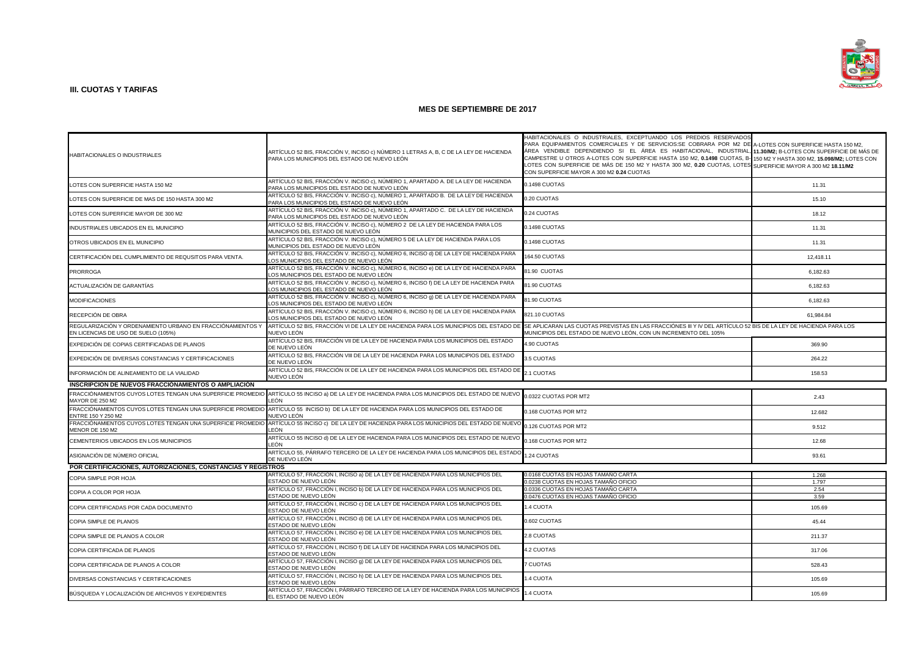## III. CUOTAS Y TARIFAS

### MES DE SEPTIEMBRE DE 2017

| | | | |
|---|---|---|---|
| HABITACIONALES O INDUSTRIALES | ARTÍCULO 52 BIS, FRACCIÓN V, INCISO c) NÚMERO 1 LETRAS A, B, C DE LA LEY DE HACIENDA PARA LOS MUNICIPIOS DEL ESTADO DE NUEVO LEÓN | HABITACIONALES O INDUSTRIALES, EXCEPTUANDO LOS PREDIOS RESERVADOS PARA EQUIPAMIENTOS COMERCIALES Y DE SERVICIOS:SE COBRARA POR M2 DE ÁREA VENDIBLE DEPENDIENDO SI EL ÁREA ES HABITACIONAL, INDUSTRIAL, CAMPESTRE U OTROS A-LOTES CON SUPERFICIE HASTA 150 M2, **0.1498** CUOTAS, B-LOTES CON SUPERFICIE DE MÁS DE 150 M2 Y HASTA 300 M2, **0.20** CUOTAS, LOTES CON SUPERFICIE MAYOR A 300 M2 **0.24** CUOTAS | A-LOTES CON SUPERFICIE HASTA 150 M2, **11.30/M2;** B-LOTES CON SUPERFICIE DE MÁS DE 150 M2 Y HASTA 300 M2, **15.098/M2;** LOTES CON SUPERFICIE MAYOR A 300 M2 **18.11/M2** |
| LOTES CON SUPERFICIE HASTA 150 M2 | ARTÍCULO 52 BIS, FRACCIÓN V. INCISO c), NÚMERO 1, APARTADO A. DE LA LEY DE HACIENDA PARA LOS MUNICIPIOS DEL ESTADO DE NUEVO LEÓN | 0.1498 CUOTAS | 11.31 |
| LOTES CON SUPERFICIE DE MAS DE 150 HASTA 300 M2 | ARTÍCULO 52 BIS, FRACCIÓN V. INCISO c), NÚMERO 1, APARTADO B. DE LA LEY DE HACIENDA PARA LOS MUNICIPIOS DEL ESTADO DE NUEVO LEÓN | 0.20 CUOTAS | 15.10 |
| LOTES CON SUPERFICIE MAYOR DE 300 M2 | ARTÍCULO 52 BIS, FRACCIÓN V. INCISO c), NÚMERO 1, APARTADO C. DE LA LEY DE HACIENDA PARA LOS MUNICIPIOS DEL ESTADO DE NUEVO LEÓN | 0.24 CUOTAS | 18.12 |
| INDUSTRIALES UBICADOS EN EL MUNICIPIO | ARTÍCULO 52 BIS, FRACCIÓN V. INCISO c), NÚMERO 2 DE LA LEY DE HACIENDA PARA LOS MUNICIPIOS DEL ESTADO DE NUEVO LEÓN | 0.1498 CUOTAS | 11.31 |
| OTROS UBICADOS EN EL MUNICIPIO | ARTÍCULO 52 BIS, FRACCIÓN V. INCISO c), NÚMERO 5 DE LA LEY DE HACIENDA PARA LOS MUNICIPIOS DEL ESTADO DE NUEVO LEÓN | 0.1498 CUOTAS | 11.31 |
| CERTIFICACIÓN DEL CUMPLIMIENTO DE REQUSITOS PARA VENTA. | ARTÍCULO 52 BIS, FRACCIÓN V. INCISO c), NÚMERO 6, INCISO d) DE LA LEY DE HACIENDA PARA LOS MUNICIPIOS DEL ESTADO DE NUEVO LEÓN | 164.50 CUOTAS | 12,418.11 |
| PRORROGA | ARTÍCULO 52 BIS, FRACCIÓN V. INCISO c), NÚMERO 6, INCISO e) DE LA LEY DE HACIENDA PARA LOS MUNICIPIOS DEL ESTADO DE NUEVO LEÓN | 81.90 CUOTAS | 6,182.63 |
| ACTUALIZACIÓN DE GARANTÍAS | ARTÍCULO 52 BIS, FRACCIÓN V. INCISO c), NÚMERO 6, INCISO f) DE LA LEY DE HACIENDA PARA LOS MUNICIPIOS DEL ESTADO DE NUEVO LEÓN | 81.90 CUOTAS | 6,182.63 |
| MODIFICACIONES | ARTÍCULO 52 BIS, FRACCIÓN V. INCISO c), NÚMERO 6, INCISO g) DE LA LEY DE HACIENDA PARA LOS MUNICIPIOS DEL ESTADO DE NUEVO LEÓN | 81.90 CUOTAS | 6,182.63 |
| RECEPCIÓN DE OBRA | ARTÍCULO 52 BIS, FRACCIÓN V. INCISO c), NÚMERO 6, INCISO h) DE LA LEY DE HACIENDA PARA LOS MUNICIPIOS DEL ESTADO DE NUEVO LEÓN | 821.10 CUOTAS | 61,984.84 |
| REGULARIZACIÓN Y ORDENAMIENTO URBANO EN FRACCIONAMIENTOS Y EN LICENCIAS DE USO DE SUELO (105%) | ARTÍCULO 52 BIS, FRACCIÓN VI DE LA LEY DE HACIENDA PARA LOS MUNICIPIOS DEL ESTADO DE NUEVO LEÓN | SE APLICARAN LAS CUOTAS PREVISTAS EN LAS FRACCIÓNES III Y IV DEL ARTÍCULO 52 BIS DE LA LEY DE HACIENDA PARA LOS MUNICIPIOS DEL ESTADO DE NUEVO LEÓN, CON UN INCREMENTO DEL 105% | |
| EXPEDICIÓN DE COPIAS CERTIFICADAS DE PLANOS | ARTÍCULO 52 BIS, FRACCIÓN VII DE LA LEY DE HACIENDA PARA LOS MUNICIPIOS DEL ESTADO DE NUEVO LEÓN | 4.90 CUOTAS | 369.90 |
| EXPEDICIÓN DE DIVERSAS CONSTANCIAS Y CERTIFICACIONES | ARTÍCULO 52 BIS, FRACCIÓN VIII DE LA LEY DE HACIENDA PARA LOS MUNICIPIOS DEL ESTADO DE NUEVO LEÓN | 3.5 CUOTAS | 264.22 |
| INFORMACIÓN DE ALINEAMIENTO DE LA VIALIDAD | ARTÍCULO 52 BIS, FRACCIÓN IX DE LA LEY DE HACIENDA PARA LOS MUNICIPIOS DEL ESTADO DE NUEVO LEÓN | 2.1 CUOTAS | 158.53 |
| **INSCRIPCION DE NUEVOS FRACCIONAMIENTOS O AMPLIACIÓN** | | | |
| FRACCIONAMIENTOS CUYOS LOTES TENGAN UNA SUPERFICIE PROMEDIO MAYOR DE 250 M2 | ARTÍCULO 55 INCISO a) DE LA LEY DE HACIENDA PARA LOS MUNICIPIOS DEL ESTADO DE NUEVO LEÓN | 0.0322 CUOTAS POR MT2 | 2.43 |
| FRACCIONAMIENTOS CUYOS LOTES TENGAN UNA SUPERFICIE PROMEDIO ENTRE 150 Y 250 M2 | ARTÍCULO 55 INCISO b) DE LA LEY DE HACIENDA PARA LOS MUNICIPIOS DEL ESTADO DE NUEVO LEÓN | 0.168 CUOTAS POR MT2 | 12.682 |
| FRACCIONAMIENTOS CUYOS LOTES TENGAN UNA SUPERFICIE PROMEDIO MENOR DE 150 M2 | ARTÍCULO 55 INCISO c) DE LA LEY DE HACIENDA PARA LOS MUNICIPIOS DEL ESTADO DE NUEVO LEÓN | 0.126 CUOTAS POR MT2 | 9.512 |
| CEMENTERIOS UBICADOS EN LOS MUNICIPIOS | ARTÍCULO 55 INCISO d) DE LA LEY DE HACIENDA PARA LOS MUNICIPIOS DEL ESTADO DE NUEVO LEÓN | 0.168 CUOTAS POR MT2 | 12.68 |
| ASIGNACIÓN DE NÚMERO OFICIAL | ARTÍCULO 55, PÁRRAFO TERCERO DE LA LEY DE HACIENDA PARA LOS MUNICIPIOS DEL ESTADO DE NUEVO LEÓN | 1.24 CUOTAS | 93.61 |
| **POR CERTIFICACIONES, AUTORIZACIONES, CONSTANCIAS Y REGISTROS** | | | |
| COPIA SIMPLE POR HOJA | ARTÍCULO 57, FRACCION I, INCISO a) DE LA LEY DE HACIENDA PARA LOS MUNICIPIOS DEL ESTADO DE NUEVO LEÓN | 0.0168 CUOTAS EN HOJAS TAMAÑO CARTA<br>0.0238 CUOTAS EN HOJAS TAMAÑO OFICIO | 1.268<br>1.797 |
| COPIA A COLOR POR HOJA | ARTÍCULO 57, FRACCIÓN I, INCISO b) DE LA LEY DE HACIENDA PARA LOS MUNICIPIOS DEL ESTADO DE NUEVO LEÓN | 0.0336 CUOTAS EN HOJAS TAMAÑO CARTA<br>0.0476 CUOTAS EN HOJAS TAMAÑO OFICIO | 2.54<br>3.59 |
| COPIA CERTIFICADAS POR CADA DOCUMENTO | ARTÍCULO 57, FRACCIÓN I, INCISO c) DE LA LEY DE HACIENDA PARA LOS MUNICIPIOS DEL ESTADO DE NUEVO LEÓN | 1.4 CUOTA | 105.69 |
| COPIA SIMPLE DE PLANOS | ARTÍCULO 57, FRACCIÓN I, INCISO d) DE LA LEY DE HACIENDA PARA LOS MUNICIPIOS DEL ESTADO DE NUEVO LEÓN | 0.602 CUOTAS | 45.44 |
| COPIA SIMPLE DE PLANOS A COLOR | ARTÍCULO 57, FRACCIÓN I, INCISO e) DE LA LEY DE HACIENDA PARA LOS MUNICIPIOS DEL ESTADO DE NUEVO LEÓN | 2.8 CUOTAS | 211.37 |
| COPIA CERTIFICADA DE PLANOS | ARTÍCULO 57, FRACCIÓN I, INCISO f) DE LA LEY DE HACIENDA PARA LOS MUNICIPIOS DEL ESTADO DE NUEVO LEÓN | 4.2 CUOTAS | 317.06 |
| COPIA CERTIFICADA DE PLANOS A COLOR | ARTÍCULO 57, FRACCIÓN I, INCISO g) DE LA LEY DE HACIENDA PARA LOS MUNICIPIOS DEL ESTADO DE NUEVO LEÓN | 7 CUOTAS | 528.43 |
| DIVERSAS CONSTANCIAS Y CERTIFICACIONES | ARTÍCULO 57, FRACCIÓN I, INCISO h) DE LA LEY DE HACIENDA PARA LOS MUNICIPIOS DEL ESTADO DE NUEVO LEÓN | 1.4 CUOTA | 105.69 |
| BÚSQUEDA Y LOCALIZACIÓN DE ARCHIVOS Y EXPEDIENTES | ARTÍCULO 57, FRACCIÓN I, PÁRRAFO TERCERO DE LA LEY DE HACIENDA PARA LOS MUNICIPIOS EL ESTADO DE NUEVO LEÓN | 1.4 CUOTA | 105.69 |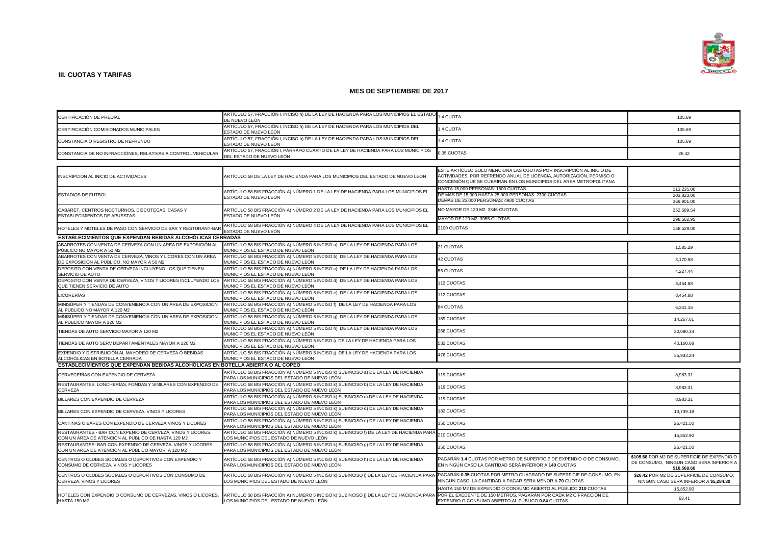**III. CUOTAS Y TARIFAS**

**MES DE SEPTIEMBRE DE 2017**

| | | | |
|---|---|---|---|
| CERTIFICACIÓN DE PREDIAL | ARTÍCULO 57, FRACCIÓN I, INCISO h) DE LA LEY DE HACIENDA PARA LOS MUNICIPIOS EL ESTADO DE NUEVO LEÓN | 1.4 CUOTA | 105.69 |
| CERTIFICACIÓN COMISIONADOS MUNICIPALES | ARTÍCULO 57, FRACCIÓN I, INCISO h) DE LA LEY DE HACIENDA PARA LOS MUNICIPIOS DEL ESTADO DE NUEVO LEÓN | 1.4 CUOTA | 105.69 |
| CONSTANCIA O REGISTRO DE REFRENDO | ARTÍCULO 57, FRACCIÓN I, INCISO h) DE LA LEY DE HACIENDA PARA LOS MUNICIPIOS DEL ESTADO DE NUEVO LEÓN | 1.4 CUOTA | 105.69 |
| CONSTANCIA DE NO INFRACCIÓNES, RELATIVAS A CONTROL VEHICULAR | ARTÍCULO 57, FRACCIÓN I, PÁRRAFO CUARTO DE LA LEY DE HACIENDA PARA LOS MUNICIPIOS DEL ESTADO DE NUEVO LEÓN | 0.35 CUOTAS | 26.42 |

| | | | |
|---|---|---|---|
| INSCRIPCIÓN AL INICIO DE ACTIVIDADES | ARTÍCULO 58 DE LA LEY DE HACIENDA PARA LOS MUNICIPIOS DEL ESTADO DE NUEVO LEÓN | ESTE ARTÍCULO SOLO MENCIONA LAS CUOTAS POR INSCRIPCIÓN AL INICIO DE ACTIVIDADES, POR REFRENDO ANUAL DE LICENCIA, AUTORIZACIÓN, PERMISO O CONCESIÓN QUE SE CUBRIRÁN EN LOS MUNICIPIOS DEL ÁREA METROPOLITANA | |
| ESTADIOS DE FUTBOL | ARTÍCULO 58 BIS FRACCIÓN A) NÚMERO 1 DE LA LEY DE HACIENDA PARA LOS MUNICIPIOS EL ESTADO DE NUEVO LEÓN | HASTA 15,000 PERSONAS: 1500 CUOTAS | 113,235.00 |
| | | DE MAS DE 15,000 HASTA 25,000 PERSONAS: 2700 CUOTAS | 203,823.00 |
| | | DEMAS DE 25,000 PERSONAS: 4900 CUOTAS | 369,901.00 |
| CABARET, CENTROS NOCTURNOS, DISCOTECAS, CASAS Y ESTABLECIMIENTOS DE APUESTAS | ARTÍCULO 58 BIS FRACCIÓN A) NÚMERO 2 DE LA LEY DE HACIENDA PARA LOS MUNICIPIOS EL ESTADO DE NUEVO LEÓN | NO MAYOR DE 120 M2: 3346 CUOTAS | 252,589.54 |
| | | MAYOR DE 120 M2: 3955 CUOTAS | 298,562.95 |
| HOTELES Y MOTELES DE PASO CON SERVICIO DE BAR Y RESTURANT-BAR | ARTÍCULO 58 BIS FRACCIÓN A) NÚMERO 4 DE LA LEY DE HACIENDA PARA LOS MUNICIPIOS EL ESTADO DE NUEVO LEÓN | 2100 CUOTAS | 158,529.00 |
| **ESTABLECIMIENTOS QUE EXPENDAN BEBIDAS ALCOHÓLICAS CERRADAS** | | | |
| ABARROTES CON VENTA DE CERVEZA CON UN AREA DE EXPOSICIÓN AL PÚBLICO NO MAYOR A 50 M2 | ARTÍCULO 58 BIS FRACCIÓN A) NÚMERO 5 INCISO a) DE LA LEY DE HACIENDA PARA LOS MUNICIPIOS EL ESTADO DE NUEVO LEÓN | 21 CUOTAS | 1,585.29 |
| ABARROTES CON VENTA DE CERVEZA, VINOS Y LICORES CON UN AREA DE EXPOSICIÓN AL PÚBLICO, NO MAYOR A 50 M2 | ARTÍCULO 58 BIS FRACCIÓN A) NÚMERO 5 INCISO b) DE LA LEY DE HACIENDA PARA LOS MUNICIPIOS EL ESTADO DE NUEVO LEÓN | 42 CUOTAS | 3,170.58 |
| DEPOSITO CON VENTA DE CERVEZA INCLUYENO LOS QUE TIENEN SERVICIO DE AUTO | ARTÍCULO 58 BIS FRACCIÓN A) NÚMERO 5 INCISO c) DE LA LEY DE HACIENDA PARA LOS MUNICIPIOS EL ESTADO DE NUEVO LEÓN | 56 CUOTAS | 4,227.44 |
| DEPOSITO CON VENTA DE CERVEZA, VINOS Y LICORES INCLUYENDO LOS QUE TIENEN SERVICIO DE AUTO | ARTÍCULO 58 BIS FRACCIÓN A) NÚMERO 5 INCISO d) DE LA LEY DE HACIENDA PARA LOS MUNICIPIOS EL ESTADO DE NUEVO LEÓN | 112 CUOTAS | 8,454.88 |
| LICORERÍAS | ARTÍCULO 58 BIS FRACCIÓN A) NÚMERO 5 INCISO e) DE LA LEY DE HACIENDA PARA LOS MUNICIPIOS EL ESTADO DE NUEVO LEÓN | 112 CUOTAS | 8,454.88 |
| MINISÚPER Y TIENDAS DE CONVENIENCIA CON UN AREA DE EXPOSICIÓN AL PUBLICO NO MAYOR A 120 M2 | ARTÍCULO 58 BIS FRACCIÓN A) NÚMERO 5 INCISO f) DE LA LEY DE HACIENDA PARA LOS MUNICIPIOS EL ESTADO DE NUEVO LEÓN | 84 CUOTAS | 6,341.16 |
| MINISÚPER Y TIENDAS DE CONVENIENCIA CON UN AREA DE EXPOSICIÓN AL PÚBLICO MAYOR A 120 M2 | ARTÍCULO 58 BIS FRACCIÓN A) NÚMERO 5 INCISO g) DE LA LEY DE HACIENDA PARA LOS MUNICIPIOS EL ESTADO DE NUEVO LEÓN | 189 CUOTAS | 14,267.61 |
| TIENDAS DE AUTO SERVICIO MAYOR A 120 M2 | ARTÍCULO 58 BIS FRACCIÓN A) NÚMERO 5 INCISO h) DE LA LEY DE HACIENDA PARA LOS MUNICIPIOS EL ESTADO DE NUEVO LEÓN | 266 CUOTAS | 20,080.34 |
| TIENDAS DE AUTO SERV DEPARTAMENTALES MAYOR A 120 M2 | ARTÍCULO 58 BIS FRACCIÓN A) NÚMERO 5 INCISO i) DE LA LEY DE HACIENDA PARA LOS MUNICIPIOS EL ESTADO DE NUEVO LEÓN | 532 CUOTAS | 40,160.68 |
| EXPENDIO Y DISTRIBUCIÓN AL MAYOREO DE CERVEZA Ó BEBIDAS ALCOHÓLICAS EN BOTELLA CERRADA | ARTÍCULO 58 BIS FRACCIÓN A) NÚMERO 5 INCISO j) DE LA LEY DE HACIENDA PARA LOS MUNICIPIOS EL ESTADO DE NUEVO LEÓN | 476 CUOTAS | 35,933.24 |
| **ESTABLECIMIENTOS QUE EXPENDAN BEBIDAS ALCOHÓLICAS EN BOTELLA ABIERTA O AL COPEO** | | | |
| CERVECERÍAS CON EXPENDIO DE CERVEZA | ARTÍCULO 58 BIS FRACCIÓN A) NÚMERO 5 INCISO k) SUBINCISO a) DE LA LEY DE HACIENDA PARA LOS MUNICIPIOS DEL ESTADO DE NUEVO LEÓN | 119 CUOTAS | 8,983.31 |
| RESTAURANTES, LONCHERÍAS, FONDAS Y SIMILARES CON EXPENDIO DE CERVEZA | ARTÍCULO 58 BIS FRACCIÓN A) NÚMERO 5 INCISO k) SUBINCISO b) DE LA LEY DE HACIENDA PARA LOS MUNICIPIOS DEL ESTADO DE NUEVO LEÓN | 119 CUOTAS | 8,983.31 |
| BILLARES CON EXPENDIO DE CERVEZA | ARTÍCULO 58 BIS FRACCIÓN A) NÚMERO 5 INCISO k) SUBINCISO c) DE LA LEY DE HACIENDA PARA LOS MUNICIPIOS DEL ESTADO DE NUEVO LEÓN | 119 CUOTAS | 8,983.31 |
| BILLARES CON EXPENDIO DE CERVEZA. VINOS Y LICORES | ARTÍCULO 58 BIS FRACCIÓN A) NÚMERO 5 INCISO k) SUBINCISO d) DE LA LEY DE HACIENDA PARA LOS MUNICIPIOS DEL ESTADO DE NUEVO LEÓN | 182 CUOTAS | 13,739.18 |
| CANTINAS O BARES CON EXPENDIO DE CERVEZA VINOS Y LICORES | ARTÍCULO 58 BIS FRACCIÓN A) NÚMERO 5 INCISO k) SUBINCISO e) DE LA LEY DE HACIENDA PARA LOS MUNICIPIOS DEL ESTADO DE NUEVO LEÓN | 350 CUOTAS | 26,421.50 |
| RESTAURANTES - BAR CON EXPENIO DE CERVEZA, VINOS Y LICORES, CON UN ÁREA DE ATENCIÓN AL PÚBLICO DE HASTA 120 M2 | ARTÍCULO 58 BIS FRACCIÓN A) NÚMERO 5 INCISO k) SUBINCISO f) DE LA LEY DE HACIENDA PARA LOS MUNICIPIOS DEL ESTADO DE NUEVO LEÓN | 210 CUOTAS | 15,852.90 |
| RESTAURANTES- BAR CON EXPENDIO DE CERVEZA, VINOS Y LICORES CON UN AREA DE ATENCIÓN AL PÚBLICO MAYOR A 120 M2 | ARTÍCULO 58 BIS FRACCIÓN A) NÚMERO 5 INCISO k) SUBINCISO g) DE LA LEY DE HACIENDA PARA LOS MUNICIPIOS DEL ESTADO DE NUEVO LEÓN | 350 CUOTAS | 26,421.50 |
| CENTROS O CLUBES SOCIALES O DEPORTIVOS CON EXPENDIO Y CONSUMO DE CERVEZA, VINOS Y LICORES | ARTÍCULO 58 BIS FRACCIÓN A) NÚMERO 5 INCISO k) SUBINCISO h) DE LA LEY DE HACIENDA PARA LOS MUNICIPIOS DEL ESTADO DE NUEVO LEÓN | PAGARÁN **1.4** CUOTAS POR METRO DE SUPERFICIE DE EXPENDIO O DE CONSUMO, EN NINGÚN CASO LA CANTIDAD SERÁ INFERIOR A **140** CUOTAS | **$105.68** POR M2 DE SUPERFICIE DE EXPENDIO O DE CONSUMO, NINGUN CASO SERA INFERIOR A **$10,568.60** |
| CENTROS O CLUBES SOCIALES O DEPORTIVOS CON CONSUMO DE CERVEZA, VINOS Y LICORES | ARTÍCULO 58 BIS FRACCIÓN A) NÚMERO 5 INCISO k) SUBINCISO i) DE LA LEY DE HACIENDA PARA LOS MUNICIPIOS DEL ESTADO DE NUEVO LEÓN | PAGARÁN **0.35** CUOTAS POR METRO CUADRADO DE SUPERFICIE DE CONSUMO, EN NINGUN CASO, LA CANTIDAD A PAGAR SERA MENOR A **70** CUOTAS | **$26.42** POR M2 DE SUPERFICIE DE CONSUMO, NINGUN CASO SERA INFERIOR A **$5,284.30** |
| HOTELES CON EXPENDIO O CONSUMO DE CERVEZAS, VINOS O LICORES, HASTA 150 M2 | ARTICULO 58 BIS FRACCIÓN A) NÚMERO 5 INCISO k) SUBINCISO j) DE LA LEY DE HACIENDA PARA LOS MUNICIPIOS DEL ESTADO DE NUEVO LEÓN | HASTA 150 M2 DE EXPENDIO O CONSUMO ABIERTO AL PÚBLICO **210** CUOTAS | 15,852.90 |
| | | POR EL EXEDENTE DE 150 METROS, PAGARÁN POR CADA M2 O FRACCIÓN DE EXPENDIO O CONSUMO ABIERTO AL PÚBLICO **0.84** CUOTAS | 63.41 |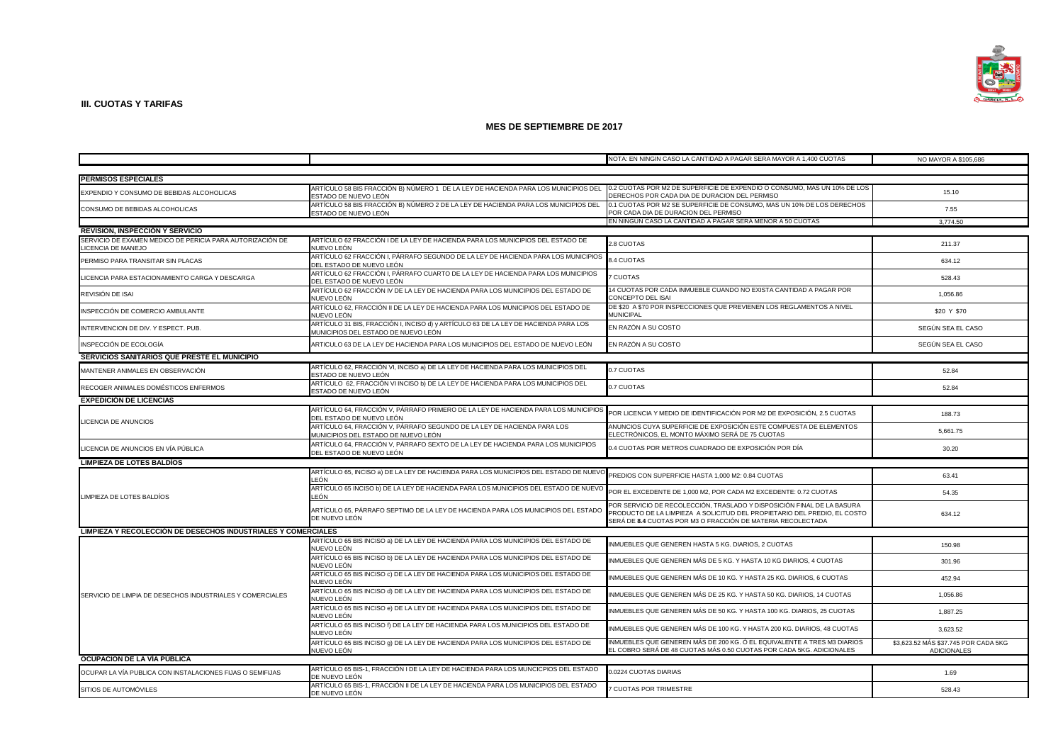## III. CUOTAS Y TARIFAS

### MES DE SEPTIEMBRE DE 2017

| | | | |
|---|---|---|---|
| | | NOTA: EN NINGIN CASO LA CANTIDAD A PAGAR SERA MAYOR A 1,400 CUOTAS | NO MAYOR A $105,686 |
| **PERMISOS ESPECIALES** | | | |
| EXPENDIO Y CONSUMO DE BEBIDAS ALCOHOLICAS | ARTÍCULO 58 BIS FRACCIÓN B) NÚMERO 1 DE LA LEY DE HACIENDA PARA LOS MUNICIPIOS DEL ESTADO DE NUEVO LEÓN | 0.2 CUOTAS POR M2 DE SUPERFICIE DE EXPENDIO O CONSUMO, MAS UN 10% DE LOS DERECHOS POR CADA DIA DE DURACION DEL PERMISO | 15.10 |
| CONSUMO DE BEBIDAS ALCOHOLICAS | ARTÍCULO 58 BIS FRACCIÓN B) NÚMERO 2 DE LA LEY DE HACIENDA PARA LOS MUNICIPIOS DEL ESTADO DE NUEVO LEÓN | 0.1 CUOTAS POR M2 SE SUPERFICIE DE CONSUMO, MAS UN 10% DE LOS DERECHOS POR CADA DIA DE DURACION DEL PERMISO | 7.55 |
| | | EN NINGUN CASO LA CANTIDAD A PAGAR SERÁ MENOR A 50 CUOTAS | 3,774.50 |
| **REVISION, INSPECCIÓN Y SERVICIO** | | | |
| SERVICIO DE EXAMEN MEDICO DE PERICIA PARA AUTORIZACIÓN DE LICENCIA DE MANEJO | ARTÍCULO 62 FRACCIÓN I DE LA LEY DE HACIENDA PARA LOS MUNICIPIOS DEL ESTADO DE NUEVO LEÓN | 2.8 CUOTAS | 211.37 |
| PERMISO PARA TRANSITAR SIN PLACAS | ARTÍCULO 62 FRACCIÓN I, PÁRRAFO SEGUNDO DE LA LEY DE HACIENDA PARA LOS MUNICIPIOS DEL ESTADO DE NUEVO LEÓN | 8.4 CUOTAS | 634.12 |
| LICENCIA PARA ESTACIONAMIENTO CARGA Y DESCARGA | ARTÍCULO 62 FRACCIÓN I, PÁRRAFO CUARTO DE LA LEY DE HACIENDA PARA LOS MUNICIPIOS DEL ESTADO DE NUEVO LEÓN | 7 CUOTAS | 528.43 |
| REVISIÓN DE ISAI | ARTÍCULO 62 FRACCIÓN IV DE LA LEY DE HACIENDA PARA LOS MUNICIPIOS DEL ESTADO DE NUEVO LEÓN | 14 CUOTAS POR CADA INMUEBLE CUANDO NO EXISTA CANTIDAD A PAGAR POR CONCEPTO DEL ISAI | 1,056.86 |
| INSPECCIÓN DE COMERCIO AMBULANTE | ARTÍCULO 62, FRACCIÓN II DE LA LEY DE HACIENDA PARA LOS MUNICIPIOS DEL ESTADO DE NUEVO LEÓN | DE $20 A $70 POR INSPECCIONES QUE PREVIENEN LOS REGLAMENTOS A NIVEL MUNICIPAL | $20 Y $70 |
| INTERVENCION DE DIV. Y ESPECT. PUB. | ARTÍCULO 31 BIS, FRACCIÓN I, INCISO d) y ARTÍCULO 63 DE LA LEY DE HACIENDA PARA LOS MUNICIPIOS DEL ESTADO DE NUEVO LEÓN | EN RAZÓN A SU COSTO | SEGÚN SEA EL CASO |
| INSPECCIÓN DE ECOLOGÍA | ARTICULO 63 DE LA LEY DE HACIENDA PARA LOS MUNICIPIOS DEL ESTADO DE NUEVO LEÓN | EN RAZÓN A SU COSTO | SEGÚN SEA EL CASO |
| **SERVICIOS SANITARIOS QUE PRESTE EL MUNICIPIO** | | | |
| MANTENER ANIMALES EN OBSERVACIÓN | ARTÍCULO 62, FRACCIÓN VI, INCISO a) DE LA LEY DE HACIENDA PARA LOS MUNICIPIOS DEL ESTADO DE NUEVO LEÓN | 0.7 CUOTAS | 52.84 |
| RECOGER ANIMALES DOMÉSTICOS ENFERMOS | ARTÍCULO 62, FRACCIÓN VI INCISO b) DE LA LEY DE HACIENDA PARA LOS MUNICIPIOS DEL ESTADO DE NUEVO LEÓN | 0.7 CUOTAS | 52.84 |
| **EXPEDICIÓN DE LICENCIAS** | | | |
| LICENCIA DE ANUNCIOS | ARTÍCULO 64, FRACCIÓN V, PÁRRAFO PRIMERO DE LA LEY DE HACIENDA PARA LOS MUNICIPIOS DEL ESTADO DE NUEVO LEÓN | POR LICENCIA Y MEDIO DE IDENTIFICACIÓN POR M2 DE EXPOSICIÓN, 2.5 CUOTAS | 188.73 |
| | ARTÍCULO 64, FRACCIÓN V, PÁRRAFO SEGUNDO DE LA LEY DE HACIENDA PARA LOS MUNICIPIOS DEL ESTADO DE NUEVO LEÓN | ANUNCIOS CUYA SUPERFICIE DE EXPOSICIÓN ESTE COMPUESTA DE ELEMENTOS ELECTRÓNICOS, EL MONTO MÁXIMO SERÁ DE 75 CUOTAS | 5,661.75 |
| LICENCIA DE ANUNCIOS EN VÍA PÚBLICA | ARTÍCULO 64, FRACCIÓN V, PÁRRAFO SEXTO DE LA LEY DE HACIENDA PARA LOS MUNICIPIOS DEL ESTADO DE NUEVO LEÓN | 0.4 CUOTAS POR METROS CUADRADO DE EXPOSICIÓN POR DÍA | 30.20 |
| **LIMPIEZA DE LOTES BALDÍOS** | | | |
| LIMPIEZA DE LOTES BALDÍOS | ARTÍCULO 65, INCISO a) DE LA LEY DE HACIENDA PARA LOS MUNICIPIOS DEL ESTADO DE NUEVO LEÓN | PREDIOS CON SUPERFICIE HASTA 1,000 M2: 0.84 CUOTAS | 63.41 |
| | ARTÍCULO 65 INCISO b) DE LA LEY DE HACIENDA PARA LOS MUNICIPIOS DEL ESTADO DE NUEVO LEÓN | POR EL EXCEDENTE DE 1,000 M2, POR CADA M2 EXCEDENTE: 0.72 CUOTAS | 54.35 |
| | ARTÍCULO 65, PÁRRAFO SEPTIMO DE LA LEY DE HACIENDA PARA LOS MUNICIPIOS DEL ESTADO DE NUEVO LEÓN | POR SERVICIO DE RECOLECCIÓN, TRASLADO Y DISPOSICIÓN FINAL DE LA BASURA PRODUCTO DE LA LIMPIEZA A SOLICITUD DEL PROPIETARIO DEL PREDIO, EL COSTO SERÁ DE **8.4** CUOTAS POR M3 O FRACCIÓN DE MATERIA RECOLECTADA | 634.12 |
| **LIMPIEZA Y RECOLECCIÓN DE DESECHOS INDUSTRIALES Y COMERCIALES** | | | |
| SERVICIO DE LIMPIA DE DESECHOS INDUSTRIALES Y COMERCIALES | ARTÍCULO 65 BIS INCISO a) DE LA LEY DE HACIENDA PARA LOS MUNICIPIOS DEL ESTADO DE NUEVO LEÓN | INMUEBLES QUE GENEREN HASTA 5 KG. DIARIOS, 2 CUOTAS | 150.98 |
| | ARTÍCULO 65 BIS INCISO b) DE LA LEY DE HACIENDA PARA LOS MUNICIPIOS DEL ESTADO DE NUEVO LEÓN | INMUEBLES QUE GENEREN MÁS DE 5 KG. Y HASTA 10 KG DIARIOS, 4 CUOTAS | 301.96 |
| | ARTÍCULO 65 BIS INCISO c) DE LA LEY DE HACIENDA PARA LOS MUNICIPIOS DEL ESTADO DE NUEVO LEÓN | INMUEBLES QUE GENEREN MÁS DE 10 KG. Y HASTA 25 KG. DIARIOS, 6 CUOTAS | 452.94 |
| | ARTÍCULO 65 BIS INCISO d) DE LA LEY DE HACIENDA PARA LOS MUNICIPIOS DEL ESTADO DE NUEVO LEÓN | INMUEBLES QUE GENEREN MÁS DE 25 KG. Y HASTA 50 KG. DIARIOS, 14 CUOTAS | 1,056.86 |
| | ARTÍCULO 65 BIS INCISO e) DE LA LEY DE HACIENDA PARA LOS MUNICIPIOS DEL ESTADO DE NUEVO LEÓN | INMUEBLES QUE GENEREN MÁS DE 50 KG. Y HASTA 100 KG. DIARIOS, 25 CUOTAS | 1,887.25 |
| | ARTÍCULO 65 BIS INCISO f) DE LA LEY DE HACIENDA PARA LOS MUNICIPIOS DEL ESTADO DE NUEVO LEÓN | INMUEBLES QUE GENEREN MÁS DE 100 KG. Y HASTA 200 KG. DIARIOS, 48 CUOTAS | 3,623.52 |
| | ARTÍCULO 65 BIS INCISO g) DE LA LEY DE HACIENDA PARA LOS MUNICIPIOS DEL ESTADO DE NUEVO LEÓN | INMUEBLES QUE GENEREN MÁS DE 200 KG. Ó EL EQUIVALENTE A TRES M3 DIARIOS EL COBRO SERÁ DE 48 CUOTAS MÁS 0.50 CUOTAS POR CADA 5KG. ADICIONALES | $3,623.52 MÁS $37.745 POR CADA 5KG ADICIONALES |
| **OCUPACION DE LA VÍA PÚBLICA** | | | |
| OCUPAR LA VÍA PUBLICA CON INSTALACIONES FIJAS O SEMIFIJAS | ARTÍCULO 65 BIS-1, FRACCIÓN I DE LA LEY DE HACIENDA PARA LOS MUNCICPIOS DEL ESTADO DE NUEVO LEÓN | 0.0224 CUOTAS DIARIAS | 1.69 |
| SITIOS DE AUTOMÓVILES | ARTÍCULO 65 BIS-1, FRACCIÓN II DE LA LEY DE HACIENDA PARA LOS MUNICIPIOS DEL ESTADO DE NUEVO LEÓN | 7 CUOTAS POR TRIMESTRE | 528.43 |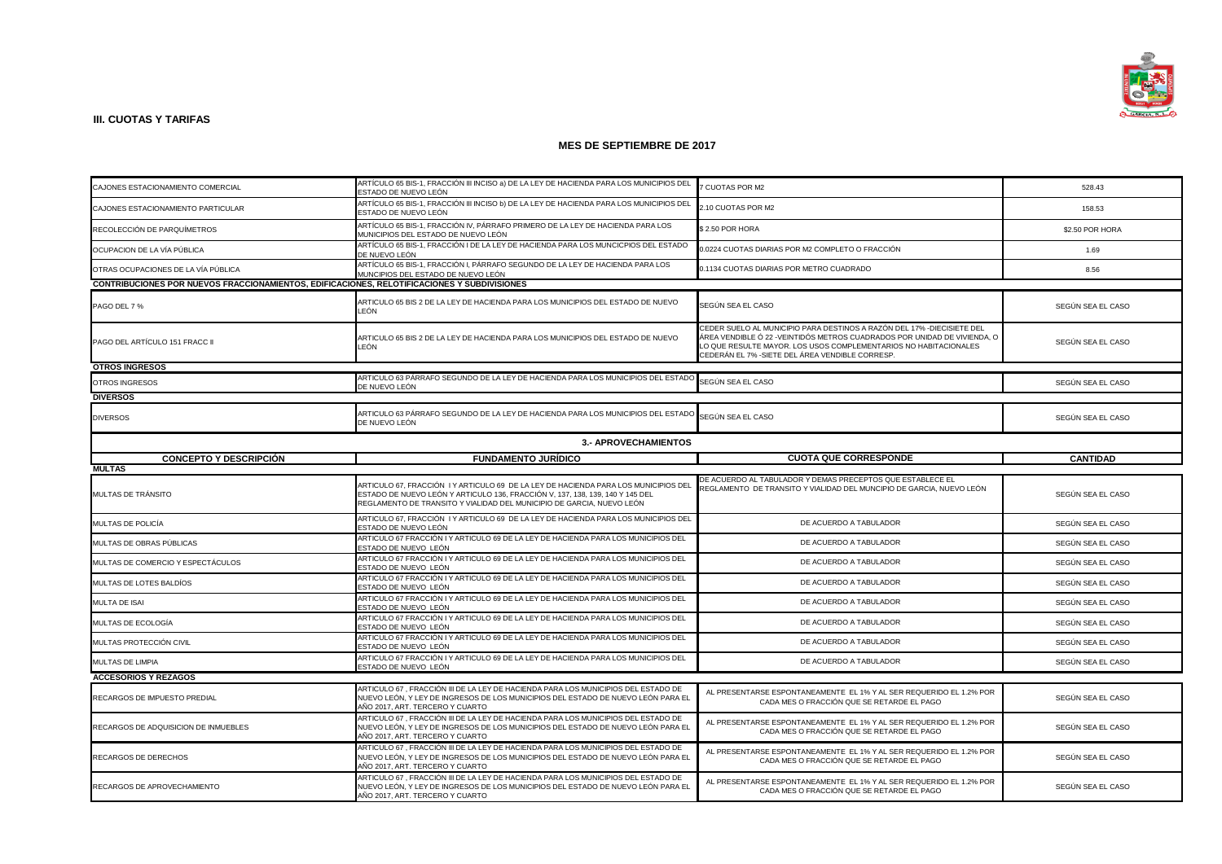**III. CUOTAS Y TARIFAS**

## MES DE SEPTIEMBRE DE 2017

| | | | |
|---|---|---|---|
| CAJONES ESTACIONAMIENTO COMERCIAL | ARTÍCULO 65 BIS-1, FRACCIÓN III INCISO a) DE LA LEY DE HACIENDA PARA LOS MUNICIPIOS DEL ESTADO DE NUEVO LEÓN | 7 CUOTAS POR M2 | 528.43 |
| CAJONES ESTACIONAMIENTO PARTICULAR | ARTÍCULO 65 BIS-1, FRACCIÓN III INCISO b) DE LA LEY DE HACIENDA PARA LOS MUNICIPIOS DEL ESTADO DE NUEVO LEÓN | 2.10 CUOTAS POR M2 | 158.53 |
| RECOLECCIÓN DE PARQUÍMETROS | ARTÍCULO 65 BIS-1, FRACCIÓN IV, PÁRRAFO PRIMERO DE LA LEY DE HACIENDA PARA LOS MUNICIPIOS DEL ESTADO DE NUEVO LEÓN | $ 2.50 POR HORA | $2.50 POR HORA |
| OCUPACION DE LA VÍA PÚBLICA | ARTÍCULO 65 BIS-1, FRACCIÓN I DE LA LEY DE HACIENDA PARA LOS MUNCICPIOS DEL ESTADO DE NUEVO LEÓN | 0.0224 CUOTAS DIARIAS POR M2 COMPLETO O FRACCIÓN | 1.69 |
| OTRAS OCUPACIONES DE LA VÍA PÚBLICA | ARTÍCULO 65 BIS-1, FRACCIÓN I, PÁRRAFO SEGUNDO DE LA LEY DE HACIENDA PARA LOS MUNCIPIOS DEL ESTADO DE NUEVO LEÓN | 0.1134 CUOTAS DIARIAS POR METRO CUADRADO | 8.56 |
| **CONTRIBUCIONES POR NUEVOS FRACCIONAMIENTOS, EDIFICACIONES, RELOTIFICACIONES Y SUBDIVISIONES** | | | |
| PAGO DEL 7 % | ARTICULO 65 BIS 2 DE LA LEY DE HACIENDA PARA LOS MUNICIPIOS DEL ESTADO DE NUEVO LEÓN | SEGÚN SEA EL CASO | SEGÚN SEA EL CASO |
| PAGO DEL ARTÍCULO 151 FRACC II | ARTICULO 65 BIS 2 DE LA LEY DE HACIENDA PARA LOS MUNICIPIOS DEL ESTADO DE NUEVO LEÓN | CEDER SUELO AL MUNICIPIO PARA DESTINOS A RAZÓN DEL 17% -DIECISIETE DEL ÁREA VENDIBLE Ó 22 -VEINTIDÓS METROS CUADRADOS POR UNIDAD DE VIVIENDA, O LO QUE RESULTE MAYOR. LOS USOS COMPLEMENTARIOS NO HABITACIONALES CEDERÁN EL 7% -SIETE DEL ÁREA VENDIBLE CORRESP. | SEGÚN SEA EL CASO |
| **OTROS INGRESOS** | | | |
| OTROS INGRESOS | ARTICULO 63 PÁRRAFO SEGUNDO DE LA LEY DE HACIENDA PARA LOS MUNICIPIOS DEL ESTADO DE NUEVO LEÓN | SEGÚN SEA EL CASO | SEGÚN SEA EL CASO |
| **DIVERSOS** | | | |
| DIVERSOS | ARTICULO 63 PÁRRAFO SEGUNDO DE LA LEY DE HACIENDA PARA LOS MUNICIPIOS DEL ESTADO DE NUEVO LEÓN | SEGÚN SEA EL CASO | SEGÚN SEA EL CASO |

### 3.- APROVECHAMIENTOS

| CONCEPTO Y DESCRIPCIÓN | FUNDAMENTO JURÍDICO | CUOTA QUE CORRESPONDE | CANTIDAD |
|---|---|---|---|
| **MULTAS** | | | |
| MULTAS DE TRÁNSITO | ARTICULO 67, FRACCIÓN I Y ARTICULO 69 DE LA LEY DE HACIENDA PARA LOS MUNICIPIOS DEL ESTADO DE NUEVO LEÓN Y ARTICULO 136, FRACCIÓN V, 137, 138, 139, 140 Y 145 DEL REGLAMENTO DE TRANSITO Y VIALIDAD DEL MUNICIPIO DE GARCIA, NUEVO LEÓN | DE ACUERDO AL TABULADOR Y DEMAS PRECEPTOS QUE ESTABLECE EL REGLAMENTO DE TRANSITO Y VIALIDAD DEL MUNCIPIO DE GARCIA, NUEVO LEÓN | SEGÚN SEA EL CASO |
| MULTAS DE POLICÍA | ARTICULO 67, FRACCIÓN I Y ARTICULO 69 DE LA LEY DE HACIENDA PARA LOS MUNICIPIOS DEL ESTADO DE NUEVO LEÓN | DE ACUERDO A TABULADOR | SEGÚN SEA EL CASO |
| MULTAS DE OBRAS PÚBLICAS | ARTICULO 67 FRACCIÓN I Y ARTICULO 69 DE LA LEY DE HACIENDA PARA LOS MUNICIPIOS DEL ESTADO DE NUEVO LEÓN | DE ACUERDO A TABULADOR | SEGÚN SEA EL CASO |
| MULTAS DE COMERCIO Y ESPECTÁCULOS | ARTICULO 67 FRACCIÓN I Y ARTICULO 69 DE LA LEY DE HACIENDA PARA LOS MUNICIPIOS DEL ESTADO DE NUEVO LEÓN | DE ACUERDO A TABULADOR | SEGÚN SEA EL CASO |
| MULTAS DE LOTES BALDÍOS | ARTICULO 67 FRACCIÓN I Y ARTICULO 69 DE LA LEY DE HACIENDA PARA LOS MUNICIPIOS DEL ESTADO DE NUEVO LEÓN | DE ACUERDO A TABULADOR | SEGÚN SEA EL CASO |
| MULTA DE ISAI | ARTICULO 67 FRACCIÓN I Y ARTICULO 69 DE LA LEY DE HACIENDA PARA LOS MUNICIPIOS DEL ESTADO DE NUEVO LEÓN | DE ACUERDO A TABULADOR | SEGÚN SEA EL CASO |
| MULTAS DE ECOLOGÍA | ARTICULO 67 FRACCIÓN I Y ARTICULO 69 DE LA LEY DE HACIENDA PARA LOS MUNICIPIOS DEL ESTADO DE NUEVO LEÓN | DE ACUERDO A TABULADOR | SEGÚN SEA EL CASO |
| MULTAS PROTECCIÓN CIVIL | ARTICULO 67 FRACCIÓN I Y ARTICULO 69 DE LA LEY DE HACIENDA PARA LOS MUNICIPIOS DEL ESTADO DE NUEVO LEÓN | DE ACUERDO A TABULADOR | SEGÚN SEA EL CASO |
| MULTAS DE LIMPIA | ARTICULO 67 FRACCIÓN I Y ARTICULO 69 DE LA LEY DE HACIENDA PARA LOS MUNICIPIOS DEL ESTADO DE NUEVO LEÓN | DE ACUERDO A TABULADOR | SEGÚN SEA EL CASO |
| **ACCESORIOS Y REZAGOS** | | | |
| RECARGOS DE IMPUESTO PREDIAL | ARTICULO 67 , FRACCIÓN III DE LA LEY DE HACIENDA PARA LOS MUNICIPIOS DEL ESTADO DE NUEVO LEÓN, Y LEY DE INGRESOS DE LOS MUNICIPIOS DEL ESTADO DE NUEVO LEÓN PARA EL AÑO 2017, ART. TERCERO Y CUARTO | AL PRESENTARSE ESPONTANEAMENTE EL 1% Y AL SER REQUERIDO EL 1.2% POR CADA MES O FRACCIÓN QUE SE RETARDE EL PAGO | SEGÚN SEA EL CASO |
| RECARGOS DE ADQUISICION DE INMUEBLES | ARTICULO 67 , FRACCIÓN III DE LA LEY DE HACIENDA PARA LOS MUNICIPIOS DEL ESTADO DE NUEVO LEÓN, Y LEY DE INGRESOS DE LOS MUNICIPIOS DEL ESTADO DE NUEVO LEÓN PARA EL AÑO 2017, ART. TERCERO Y CUARTO | AL PRESENTARSE ESPONTANEAMENTE EL 1% Y AL SER REQUERIDO EL 1.2% POR CADA MES O FRACCIÓN QUE SE RETARDE EL PAGO | SEGÚN SEA EL CASO |
| RECARGOS DE DERECHOS | ARTICULO 67 , FRACCIÓN III DE LA LEY DE HACIENDA PARA LOS MUNICIPIOS DEL ESTADO DE NUEVO LEÓN, Y LEY DE INGRESOS DE LOS MUNICIPIOS DEL ESTADO DE NUEVO LEÓN PARA EL AÑO 2017, ART. TERCERO Y CUARTO | AL PRESENTARSE ESPONTANEAMENTE EL 1% Y AL SER REQUERIDO EL 1.2% POR CADA MES O FRACCIÓN QUE SE RETARDE EL PAGO | SEGÚN SEA EL CASO |
| RECARGOS DE APROVECHAMIENTO | ARTICULO 67 , FRACCIÓN III DE LA LEY DE HACIENDA PARA LOS MUNICIPIOS DEL ESTADO DE NUEVO LEÓN, Y LEY DE INGRESOS DE LOS MUNICIPIOS DEL ESTADO DE NUEVO LEÓN PARA EL AÑO 2017, ART. TERCERO Y CUARTO | AL PRESENTARSE ESPONTANEAMENTE EL 1% Y AL SER REQUERIDO EL 1.2% POR CADA MES O FRACCIÓN QUE SE RETARDE EL PAGO | SEGÚN SEA EL CASO |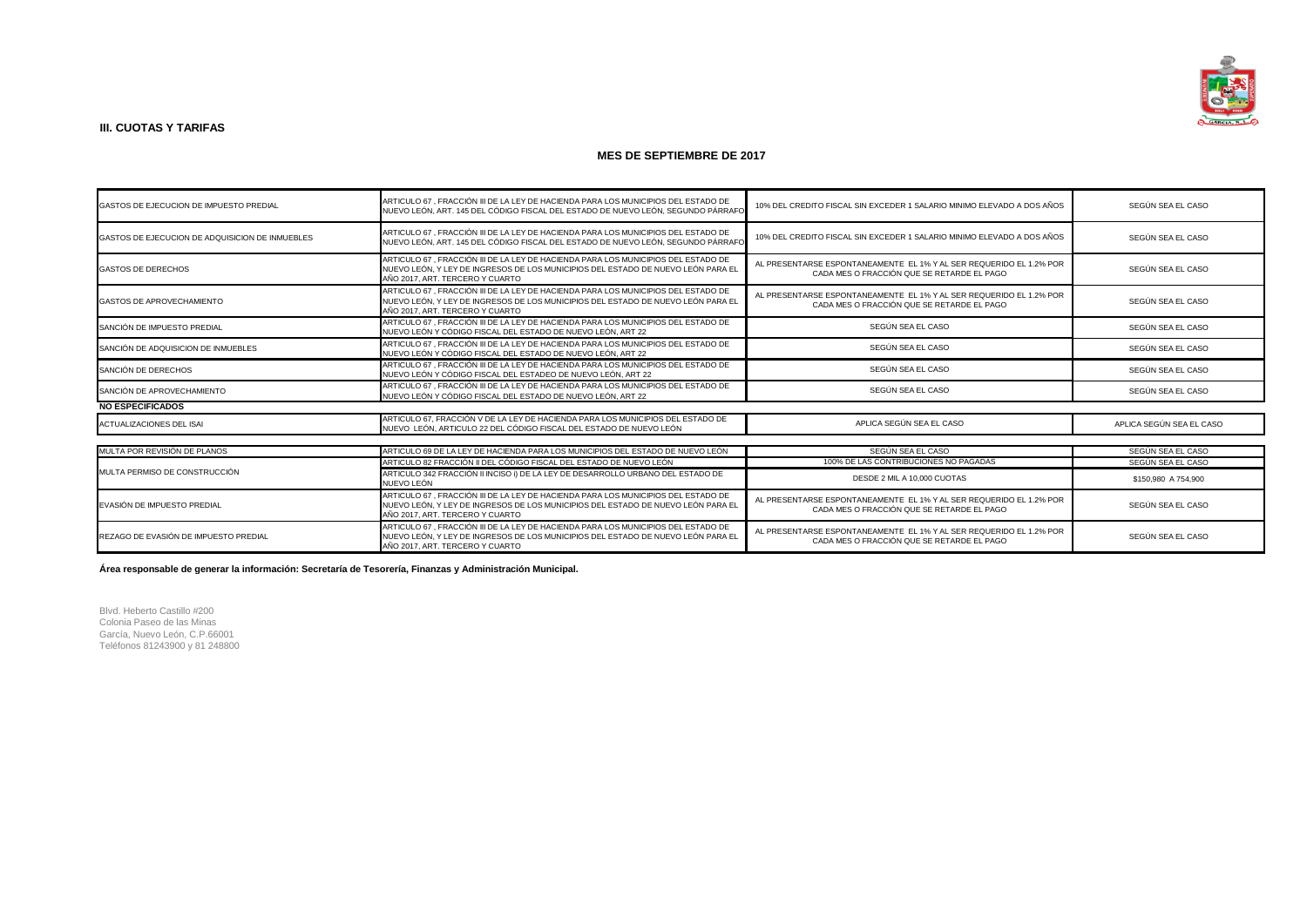**III. CUOTAS Y TARIFAS**

**MES DE SEPTIEMBRE DE 2017**

| | | | |
|---|---|---|---|
| GASTOS DE EJECUCION DE IMPUESTO PREDIAL | ARTICULO 67 , FRACCIÓN III DE LA LEY DE HACIENDA PARA LOS MUNICIPIOS DEL ESTADO DE NUEVO LEÓN, ART. 145 DEL CÓDIGO FISCAL DEL ESTADO DE NUEVO LEÓN, SEGUNDO PÁRRAFO | 10% DEL CREDITO FISCAL SIN EXCEDER 1 SALARIO MINIMO ELEVADO A DOS AÑOS | SEGÚN SEA EL CASO |
| GASTOS DE EJECUCION DE ADQUISICION DE INMUEBLES | ARTICULO 67 , FRACCIÓN III DE LA LEY DE HACIENDA PARA LOS MUNICIPIOS DEL ESTADO DE NUEVO LEÓN, ART. 145 DEL CÓDIGO FISCAL DEL ESTADO DE NUEVO LEÓN, SEGUNDO PÁRRAFO | 10% DEL CREDITO FISCAL SIN EXCEDER 1 SALARIO MINIMO ELEVADO A DOS AÑOS | SEGÚN SEA EL CASO |
| GASTOS DE DERECHOS | ARTICULO 67 , FRACCIÓN III DE LA LEY DE HACIENDA PARA LOS MUNICIPIOS DEL ESTADO DE NUEVO LEÓN, Y LEY DE INGRESOS DE LOS MUNICIPIOS DEL ESTADO DE NUEVO LEÓN PARA EL AÑO 2017, ART. TERCERO Y CUARTO | AL PRESENTARSE ESPONTANEAMENTE EL 1% Y AL SER REQUERIDO EL 1.2% POR CADA MES O FRACCIÓN QUE SE RETARDE EL PAGO | SEGÚN SEA EL CASO |
| GASTOS DE APROVECHAMIENTO | ARTICULO 67 , FRACCIÓN III DE LA LEY DE HACIENDA PARA LOS MUNICIPIOS DEL ESTADO DE NUEVO LEÓN, Y LEY DE INGRESOS DE LOS MUNICIPIOS DEL ESTADO DE NUEVO LEÓN PARA EL AÑO 2017, ART. TERCERO Y CUARTO | AL PRESENTARSE ESPONTANEAMENTE EL 1% Y AL SER REQUERIDO EL 1.2% POR CADA MES O FRACCIÓN QUE SE RETARDE EL PAGO | SEGÚN SEA EL CASO |
| SANCIÓN DE IMPUESTO PREDIAL | ARTICULO 67 , FRACCIÓN III DE LA LEY DE HACIENDA PARA LOS MUNICIPIOS DEL ESTADO DE NUEVO LEÓN Y CÓDIGO FISCAL DEL ESTADO DE NUEVO LEÓN, ART 22 | SEGÚN SEA EL CASO | SEGÚN SEA EL CASO |
| SANCIÓN DE ADQUISICION DE INMUEBLES | ARTICULO 67 , FRACCIÓN III DE LA LEY DE HACIENDA PARA LOS MUNICIPIOS DEL ESTADO DE NUEVO LEÓN Y CÓDIGO FISCAL DEL ESTADO DE NUEVO LEÓN, ART 22 | SEGÚN SEA EL CASO | SEGÚN SEA EL CASO |
| SANCIÓN DE DERECHOS | ARTICULO 67 , FRACCIÓN III DE LA LEY DE HACIENDA PARA LOS MUNICIPIOS DEL ESTADO DE NUEVO LEÓN Y CÓDIGO FISCAL DEL ESTADEO DE NUEVO LEÓN, ART 22 | SEGÚN SEA EL CASO | SEGÚN SEA EL CASO |
| SANCIÓN DE APROVECHAMIENTO | ARTICULO 67 , FRACCIÓN III DE LA LEY DE HACIENDA PARA LOS MUNICIPIOS DEL ESTADO DE NUEVO LEÓN Y CÓDIGO FISCAL DEL ESTADO DE NUEVO LEÓN, ART 22 | SEGÚN SEA EL CASO | SEGÚN SEA EL CASO |
| **NO ESPECIFICADOS** | | | |
| ACTUALIZACIONES DEL ISAI | ARTICULO 67, FRACCIÓN V DE LA LEY DE HACIENDA PARA LOS MUNICIPIOS DEL ESTADO DE NUEVO LEÓN, ARTICULO 22 DEL CÓDIGO FISCAL DEL ESTADO DE NUEVO LEÓN | APLICA SEGÚN SEA EL CASO | APLICA SEGÚN SEA EL CASO |
| MULTA POR REVISIÓN DE PLANOS | ARTICULO 69 DE LA LEY DE HACIENDA PARA LOS MUNICIPIOS DEL ESTADO DE NUEVO LEÓN | SEGÚN SEA EL CASO | SEGÚN SEA EL CASO |
| MULTA PERMISO DE CONSTRUCCIÓN | ARTICULO 82 FRACCIÓN II DEL CÓDIGO FISCAL DEL ESTADO DE NUEVO LEÓN | 100% DE LAS CONTRIBUCIONES NO PAGADAS | SEGÚN SEA EL CASO |
| | ARTICULO 342 FRACCIÓN II INCISO i) DE LA LEY DE DESARROLLO URBANO DEL ESTADO DE NUEVO LEÓN | DESDE 2 MIL A 10,000 CUOTAS | $150,980 A 754,900 |
| EVASIÓN DE IMPUESTO PREDIAL | ARTICULO 67 , FRACCIÓN III DE LA LEY DE HACIENDA PARA LOS MUNICIPIOS DEL ESTADO DE NUEVO LEÓN, Y LEY DE INGRESOS DE LOS MUNICIPIOS DEL ESTADO DE NUEVO LEÓN PARA EL AÑO 2017, ART. TERCERO Y CUARTO | AL PRESENTARSE ESPONTANEAMENTE EL 1% Y AL SER REQUERIDO EL 1.2% POR CADA MES O FRACCIÓN QUE SE RETARDE EL PAGO | SEGÚN SEA EL CASO |
| REZAGO DE EVASIÓN DE IMPUESTO PREDIAL | ARTICULO 67 , FRACCIÓN III DE LA LEY DE HACIENDA PARA LOS MUNICIPIOS DEL ESTADO DE NUEVO LEÓN, Y LEY DE INGRESOS DE LOS MUNICIPIOS DEL ESTADO DE NUEVO LEÓN PARA EL AÑO 2017, ART. TERCERO Y CUARTO | AL PRESENTARSE ESPONTANEAMENTE EL 1% Y AL SER REQUERIDO EL 1.2% POR CADA MES O FRACCIÓN QUE SE RETARDE EL PAGO | SEGÚN SEA EL CASO |

**Área responsable de generar la información: Secretaría de Tesorería, Finanzas y Administración Municipal.**

Blvd. Heberto Castillo #200
Colonia Paseo de las Minas
García, Nuevo León, C.P.66001
Teléfonos 81243900 y 81 248800